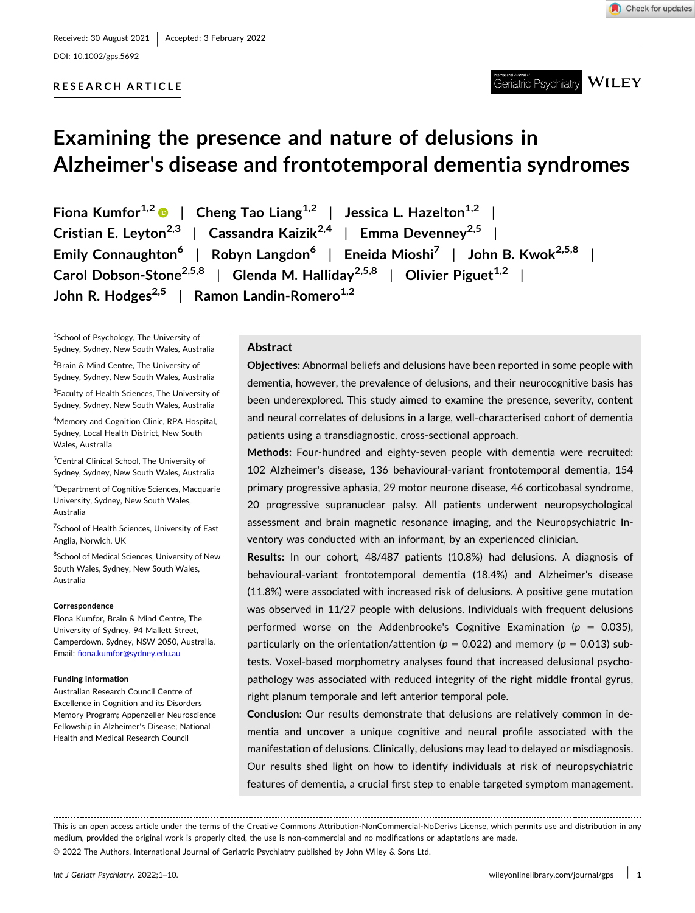Received: 30 August 2021 | Accepted: 3 February 2022

DOI: 10.1002/gps.5692

**RESEARCH ARTICLE**

# Examining the presence and nature of delusions in Alzheimer's disease and frontotemporal dementia syndromes

**Fiona Kumfor**[1,2] | **Cheng Tao Liang**[1,2] | **Jessica L. Hazelton**[1,2] | **Cristian E. Leyton**[2,3] | **Cassandra Kaizik**[2,4] | **Emma Devenney**[2,5] | **Emily Connaughton**[6] | **Robyn Langdon**[6] | **Eneida Mioshi**[7] | **John B. Kwok**[2,5,8] | **Carol Dobson-Stone**[2,5,8] | **Glenda M. Halliday**[2,5,8] | **Olivier Piguet**[1,2] | **John R. Hodges**[2,5] | **Ramon Landin-Romero**[1,2]

[1]School of Psychology, The University of Sydney, Sydney, New South Wales, Australia

[2]Brain & Mind Centre, The University of Sydney, Sydney, New South Wales, Australia

[3]Faculty of Health Sciences, The University of Sydney, Sydney, New South Wales, Australia

[4]Memory and Cognition Clinic, RPA Hospital, Sydney, Local Health District, New South Wales, Australia

[5]Central Clinical School, The University of Sydney, Sydney, New South Wales, Australia

[6]Department of Cognitive Sciences, Macquarie University, Sydney, New South Wales, Australia

[7]School of Health Sciences, University of East Anglia, Norwich, UK

[8]School of Medical Sciences, University of New South Wales, Sydney, New South Wales, Australia

**Correspondence**

Fiona Kumfor, Brain & Mind Centre, The University of Sydney, 94 Mallett Street, Camperdown, Sydney, NSW 2050, Australia.
Email: fiona.kumfor@sydney.edu.au

**Funding information**

Australian Research Council Centre of Excellence in Cognition and its Disorders Memory Program; Appenzeller Neuroscience Fellowship in Alzheimer's Disease; National Health and Medical Research Council

## Abstract

**Objectives:** Abnormal beliefs and delusions have been reported in some people with dementia, however, the prevalence of delusions, and their neurocognitive basis has been underexplored. This study aimed to examine the presence, severity, content and neural correlates of delusions in a large, well-characterised cohort of dementia patients using a transdiagnostic, cross-sectional approach.

**Methods:** Four-hundred and eighty-seven people with dementia were recruited: 102 Alzheimer's disease, 136 behavioural-variant frontotemporal dementia, 154 primary progressive aphasia, 29 motor neurone disease, 46 corticobasal syndrome, 20 progressive supranuclear palsy. All patients underwent neuropsychological assessment and brain magnetic resonance imaging, and the Neuropsychiatric Inventory was conducted with an informant, by an experienced clinician.

**Results:** In our cohort, 48/487 patients (10.8%) had delusions. A diagnosis of behavioural-variant frontotemporal dementia (18.4%) and Alzheimer's disease (11.8%) were associated with increased risk of delusions. A positive gene mutation was observed in 11/27 people with delusions. Individuals with frequent delusions performed worse on the Addenbrooke's Cognitive Examination ($p = 0.035$), particularly on the orientation/attention ($p = 0.022$) and memory ($p = 0.013$) subtests. Voxel-based morphometry analyses found that increased delusional psychopathology was associated with reduced integrity of the right middle frontal gyrus, right planum temporale and left anterior temporal pole.

**Conclusion:** Our results demonstrate that delusions are relatively common in dementia and uncover a unique cognitive and neural profile associated with the manifestation of delusions. Clinically, delusions may lead to delayed or misdiagnosis. Our results shed light on how to identify individuals at risk of neuropsychiatric features of dementia, a crucial first step to enable targeted symptom management.

---

This is an open access article under the terms of the Creative Commons Attribution-NonCommercial-NoDerivs License, which permits use and distribution in any medium, provided the original work is properly cited, the use is non-commercial and no modifications or adaptations are made.

© 2022 The Authors. International Journal of Geriatric Psychiatry published by John Wiley & Sons Ltd.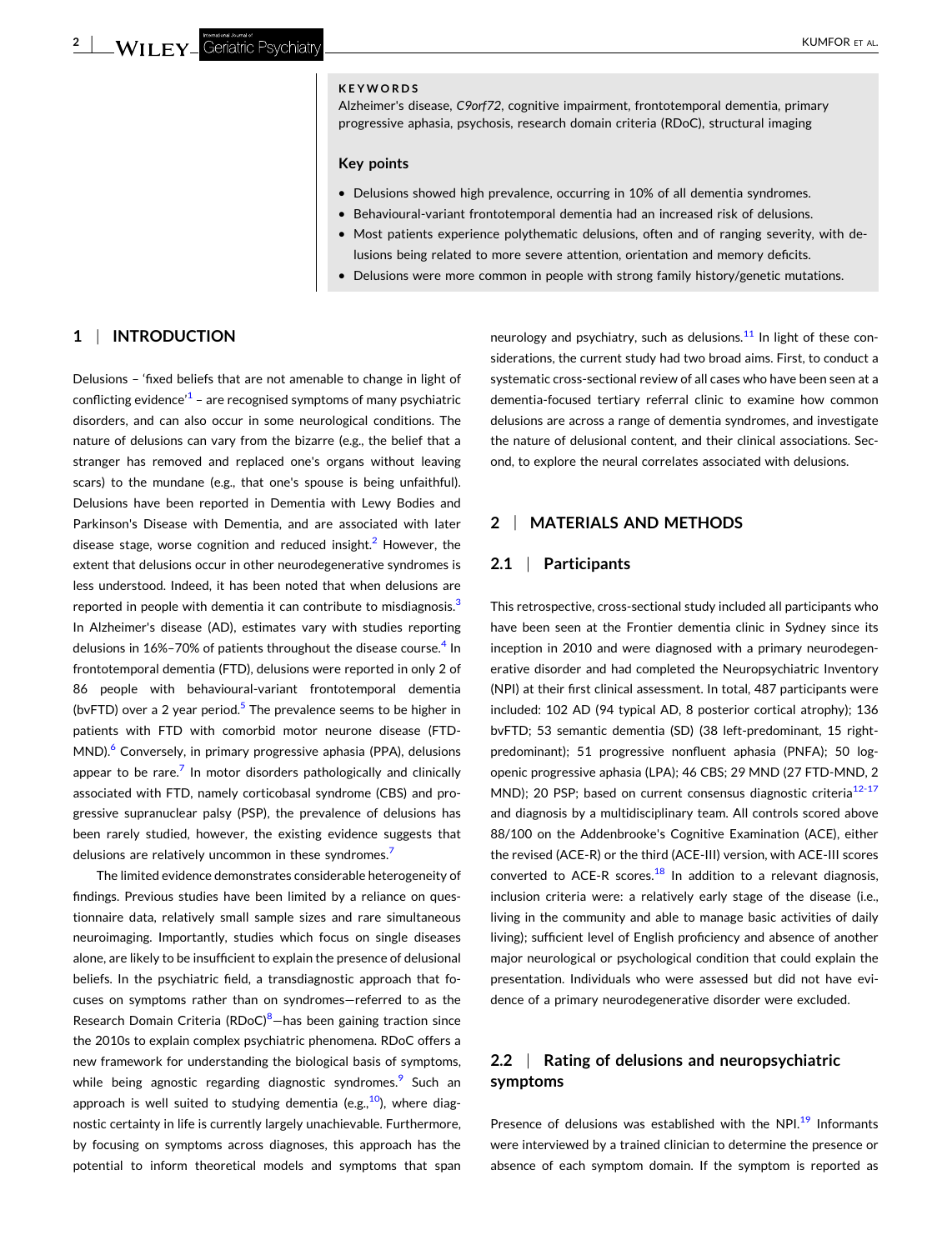**KEYWORDS**

Alzheimer's disease, *C9orf72*, cognitive impairment, frontotemporal dementia, primary progressive aphasia, psychosis, research domain criteria (RDoC), structural imaging

**Key points**

- Delusions showed high prevalence, occurring in 10% of all dementia syndromes.
- Behavioural-variant frontotemporal dementia had an increased risk of delusions.
- Most patients experience polythematic delusions, often and of ranging severity, with delusions being related to more severe attention, orientation and memory deficits.
- Delusions were more common in people with strong family history/genetic mutations.

## 1 | INTRODUCTION

Delusions – 'fixed beliefs that are not amenable to change in light of conflicting evidence'[1] – are recognised symptoms of many psychiatric disorders, and can also occur in some neurological conditions. The nature of delusions can vary from the bizarre (e.g., the belief that a stranger has removed and replaced one's organs without leaving scars) to the mundane (e.g., that one's spouse is being unfaithful). Delusions have been reported in Dementia with Lewy Bodies and Parkinson's Disease with Dementia, and are associated with later disease stage, worse cognition and reduced insight.[2] However, the extent that delusions occur in other neurodegenerative syndromes is less understood. Indeed, it has been noted that when delusions are reported in people with dementia it can contribute to misdiagnosis.[3] In Alzheimer's disease (AD), estimates vary with studies reporting delusions in 16%–70% of patients throughout the disease course.[4] In frontotemporal dementia (FTD), delusions were reported in only 2 of 86 people with behavioural-variant frontotemporal dementia (bvFTD) over a 2 year period.[5] The prevalence seems to be higher in patients with FTD with comorbid motor neurone disease (FTD-MND).[6] Conversely, in primary progressive aphasia (PPA), delusions appear to be rare.[7] In motor disorders pathologically and clinically associated with FTD, namely corticobasal syndrome (CBS) and progressive supranuclear palsy (PSP), the prevalence of delusions has been rarely studied, however, the existing evidence suggests that delusions are relatively uncommon in these syndromes.[7]

The limited evidence demonstrates considerable heterogeneity of findings. Previous studies have been limited by a reliance on questionnaire data, relatively small sample sizes and rare simultaneous neuroimaging. Importantly, studies which focus on single diseases alone, are likely to be insufficient to explain the presence of delusional beliefs. In the psychiatric field, a transdiagnostic approach that focuses on symptoms rather than on syndromes—referred to as the Research Domain Criteria (RDoC)[8]—has been gaining traction since the 2010s to explain complex psychiatric phenomena. RDoC offers a new framework for understanding the biological basis of symptoms, while being agnostic regarding diagnostic syndromes.[9] Such an approach is well suited to studying dementia (e.g.,[10]), where diagnostic certainty in life is currently largely unachievable. Furthermore, by focusing on symptoms across diagnoses, this approach has the potential to inform theoretical models and symptoms that span neurology and psychiatry, such as delusions.[11] In light of these considerations, the current study had two broad aims. First, to conduct a systematic cross-sectional review of all cases who have been seen at a dementia-focused tertiary referral clinic to examine how common delusions are across a range of dementia syndromes, and investigate the nature of delusional content, and their clinical associations. Second, to explore the neural correlates associated with delusions.

## 2 | MATERIALS AND METHODS

### 2.1 | Participants

This retrospective, cross-sectional study included all participants who have been seen at the Frontier dementia clinic in Sydney since its inception in 2010 and were diagnosed with a primary neurodegenerative disorder and had completed the Neuropsychiatric Inventory (NPI) at their first clinical assessment. In total, 487 participants were included: 102 AD (94 typical AD, 8 posterior cortical atrophy); 136 bvFTD; 53 semantic dementia (SD) (38 left-predominant, 15 right-predominant); 51 progressive nonfluent aphasia (PNFA); 50 logopenic progressive aphasia (LPA); 46 CBS; 29 MND (27 FTD-MND, 2 MND); 20 PSP; based on current consensus diagnostic criteria[12-17] and diagnosis by a multidisciplinary team. All controls scored above 88/100 on the Addenbrooke's Cognitive Examination (ACE), either the revised (ACE-R) or the third (ACE-III) version, with ACE-III scores converted to ACE-R scores.[18] In addition to a relevant diagnosis, inclusion criteria were: a relatively early stage of the disease (i.e., living in the community and able to manage basic activities of daily living); sufficient level of English proficiency and absence of another major neurological or psychological condition that could explain the presentation. Individuals who were assessed but did not have evidence of a primary neurodegenerative disorder were excluded.

### 2.2 | Rating of delusions and neuropsychiatric symptoms

Presence of delusions was established with the NPI.[19] Informants were interviewed by a trained clinician to determine the presence or absence of each symptom domain. If the symptom is reported as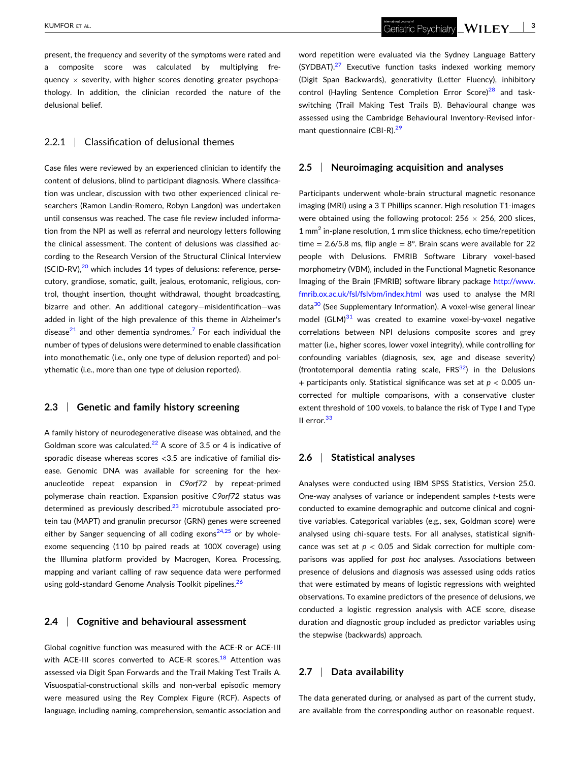present, the frequency and severity of the symptoms were rated and a composite score was calculated by multiplying frequency × severity, with higher scores denoting greater psychopathology. In addition, the clinician recorded the nature of the delusional belief.

### 2.2.1 | Classification of delusional themes

Case files were reviewed by an experienced clinician to identify the content of delusions, blind to participant diagnosis. Where classification was unclear, discussion with two other experienced clinical researchers (Ramon Landin-Romero, Robyn Langdon) was undertaken until consensus was reached. The case file review included information from the NPI as well as referral and neurology letters following the clinical assessment. The content of delusions was classified according to the Research Version of the Structural Clinical Interview (SCID-RV),[20] which includes 14 types of delusions: reference, persecutory, grandiose, somatic, guilt, jealous, erotomanic, religious, control, thought insertion, thought withdrawal, thought broadcasting, bizarre and other. An additional category—misidentification—was added in light of the high prevalence of this theme in Alzheimer's disease[21] and other dementia syndromes.[7] For each individual the number of types of delusions were determined to enable classification into monothematic (i.e., only one type of delusion reported) and polythematic (i.e., more than one type of delusion reported).

## 2.3 | Genetic and family history screening

A family history of neurodegenerative disease was obtained, and the Goldman score was calculated.[22] A score of 3.5 or 4 is indicative of sporadic disease whereas scores <3.5 are indicative of familial disease. Genomic DNA was available for screening for the hexanucleotide repeat expansion in *C9orf72* by repeat-primed polymerase chain reaction. Expansion positive *C9orf72* status was determined as previously described.[23] microtubule associated protein tau (MAPT) and granulin precursor (GRN) genes were screened either by Sanger sequencing of all coding exons[24,25] or by whole-exome sequencing (110 bp paired reads at 100X coverage) using the Illumina platform provided by Macrogen, Korea. Processing, mapping and variant calling of raw sequence data were performed using gold-standard Genome Analysis Toolkit pipelines.[26]

## 2.4 | Cognitive and behavioural assessment

Global cognitive function was measured with the ACE-R or ACE-III with ACE-III scores converted to ACE-R scores.[18] Attention was assessed via Digit Span Forwards and the Trail Making Test Trails A. Visuospatial-constructional skills and non-verbal episodic memory were measured using the Rey Complex Figure (RCF). Aspects of language, including naming, comprehension, semantic association and word repetition were evaluated via the Sydney Language Battery (SYDBAT).[27] Executive function tasks indexed working memory (Digit Span Backwards), generativity (Letter Fluency), inhibitory control (Hayling Sentence Completion Error Score)[28] and task-switching (Trail Making Test Trails B). Behavioural change was assessed using the Cambridge Behavioural Inventory-Revised informant questionnaire (CBI-R).[29]

## 2.5 | Neuroimaging acquisition and analyses

Participants underwent whole-brain structural magnetic resonance imaging (MRI) using a 3 T Phillips scanner. High resolution T1-images were obtained using the following protocol: 256 × 256, 200 slices, 1 mm$^2$ in-plane resolution, 1 mm slice thickness, echo time/repetition time = 2.6/5.8 ms, flip angle = 8°. Brain scans were available for 22 people with Delusions. FMRIB Software Library voxel-based morphometry (VBM), included in the Functional Magnetic Resonance Imaging of the Brain (FMRIB) software library package http://www.fmrib.ox.ac.uk/fsl/fslvbm/index.html was used to analyse the MRI data[30] (See Supplementary Information). A voxel-wise general linear model (GLM)[31] was created to examine voxel-by-voxel negative correlations between NPI delusions composite scores and grey matter (i.e., higher scores, lower voxel integrity), while controlling for confounding variables (diagnosis, sex, age and disease severity) (frontotemporal dementia rating scale, FRS[32]) in the Delusions + participants only. Statistical significance was set at $p < 0.005$ uncorrected for multiple comparisons, with a conservative cluster extent threshold of 100 voxels, to balance the risk of Type I and Type II error.[33]

## 2.6 | Statistical analyses

Analyses were conducted using IBM SPSS Statistics, Version 25.0. One-way analyses of variance or independent samples *t*-tests were conducted to examine demographic and outcome clinical and cognitive variables. Categorical variables (e.g., sex, Goldman score) were analysed using chi-square tests. For all analyses, statistical significance was set at $p < 0.05$ and Sidak correction for multiple comparisons was applied for *post hoc* analyses. Associations between presence of delusions and diagnosis was assessed using odds ratios that were estimated by means of logistic regressions with weighted observations. To examine predictors of the presence of delusions, we conducted a logistic regression analysis with ACE score, disease duration and diagnostic group included as predictor variables using the stepwise (backwards) approach.

## 2.7 | Data availability

The data generated during, or analysed as part of the current study, are available from the corresponding author on reasonable request.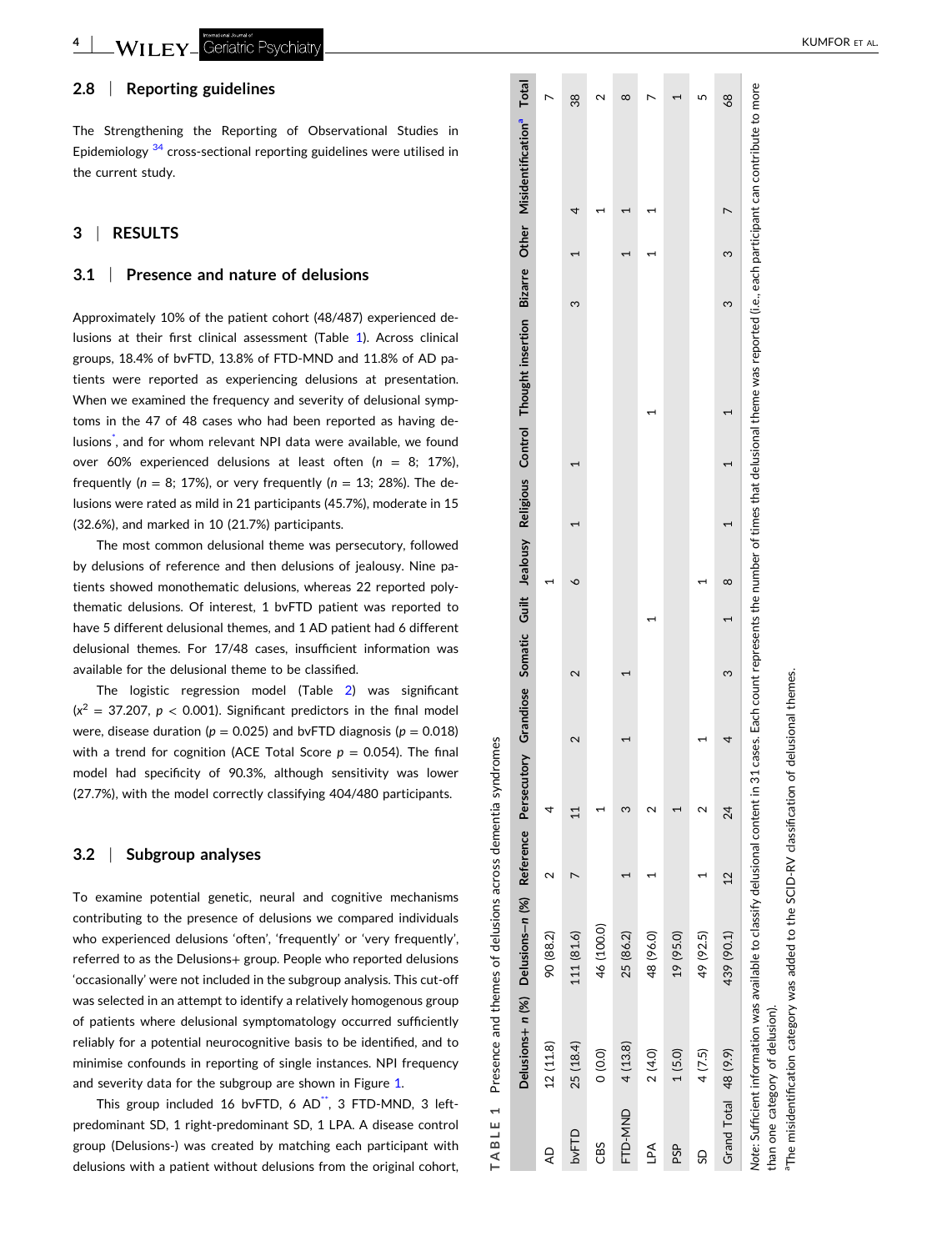### 2.8 | Reporting guidelines

The Strengthening the Reporting of Observational Studies in Epidemiology [34] cross-sectional reporting guidelines were utilised in the current study.

## 3 | RESULTS

### 3.1 | Presence and nature of delusions

Approximately 10% of the patient cohort (48/487) experienced delusions at their first clinical assessment (Table 1). Across clinical groups, 18.4% of bvFTD, 13.8% of FTD-MND and 11.8% of AD patients were reported as experiencing delusions at presentation. When we examined the frequency and severity of delusional symptoms in the 47 of 48 cases who had been reported as having delusions[*], and for whom relevant NPI data were available, we found over 60% experienced delusions at least often ($n$ = 8; 17%), frequently ($n$ = 8; 17%), or very frequently ($n$ = 13; 28%). The delusions were rated as mild in 21 participants (45.7%), moderate in 15 (32.6%), and marked in 10 (21.7%) participants.

The most common delusional theme was persecutory, followed by delusions of reference and then delusions of jealousy. Nine patients showed monothematic delusions, whereas 22 reported polythematic delusions. Of interest, 1 bvFTD patient was reported to have 5 different delusional themes, and 1 AD patient had 6 different delusional themes. For 17/48 cases, insufficient information was available for the delusional theme to be classified.

The logistic regression model (Table 2) was significant ($x^2$ = 37.207, $p$ < 0.001). Significant predictors in the final model were, disease duration ($p$ = 0.025) and bvFTD diagnosis ($p$ = 0.018) with a trend for cognition (ACE Total Score $p$ = 0.054). The final model had specificity of 90.3%, although sensitivity was lower (27.7%), with the model correctly classifying 404/480 participants.

### 3.2 | Subgroup analyses

To examine potential genetic, neural and cognitive mechanisms contributing to the presence of delusions we compared individuals who experienced delusions 'often', 'frequently' or 'very frequently', referred to as the Delusions+ group. People who reported delusions 'occasionally' were not included in the subgroup analysis. This cut-off was selected in an attempt to identify a relatively homogenous group of patients where delusional symptomatology occurred sufficiently reliably for a potential neurocognitive basis to be identified, and to minimise confounds in reporting of single instances. NPI frequency and severity data for the subgroup are shown in Figure 1.

This group included 16 bvFTD, 6 AD[**], 3 FTD-MND, 3 left-predominant SD, 1 right-predominant SD, 1 LPA. A disease control group (Delusions-) was created by matching each participant with delusions with a patient without delusions from the original cohort,

TABLE 1 Presence and themes of delusions across dementia syndromes

| | Delusions+ n (%) | Delusions− n (%) | Reference | Persecutory | Grandiose | Somatic | Guilt | Jealousy | Religious | Control | Thought insertion | Bizarre | Other | Misidentification[a] | Total |
|---|---|---|---|---|---|---|---|---|---|---|---|---|---|---|---|
| AD | 12 (11.8) | 90 (88.2) | 2 | 4 | | | | 1 | | | | | | | 7 |
| bvFTD | 25 (18.4) | 111 (81.6) | 7 | 11 | 2 | 2 | | 6 | 1 | 1 | | 3 | 1 | 4 | 38 |
| CBS | 0 (0.0) | 46 (100.0) | | 1 | | | | | | | | | | 1 | 2 |
| FTD-MND | 4 (13.8) | 25 (86.2) | 1 | 3 | 1 | 1 | | | | | | | 1 | 1 | 8 |
| LPA | 2 (4.0) | 48 (96.0) | 1 | 2 | | | 1 | | | | 1 | | 1 | 1 | 7 |
| PSP | 1 (5.0) | 19 (95.0) | | 1 | | | | | | | | | | | 1 |
| SD | 4 (7.5) | 49 (92.5) | 1 | 2 | 1 | | | 1 | | | | | | | 5 |
| Grand Total | 48 (9.9) | 439 (90.1) | 12 | 24 | 4 | 3 | 1 | 8 | 1 | 1 | 1 | 3 | 3 | 7 | 68 |

*Note*: Sufficient information was available to classify delusional content in 31 cases. Each count represents the number of times that delusional theme was reported (i.e., each participant can contribute to more than one category of delusion).

[a]The misidentification category was added to the SCID-RV classification of delusional themes.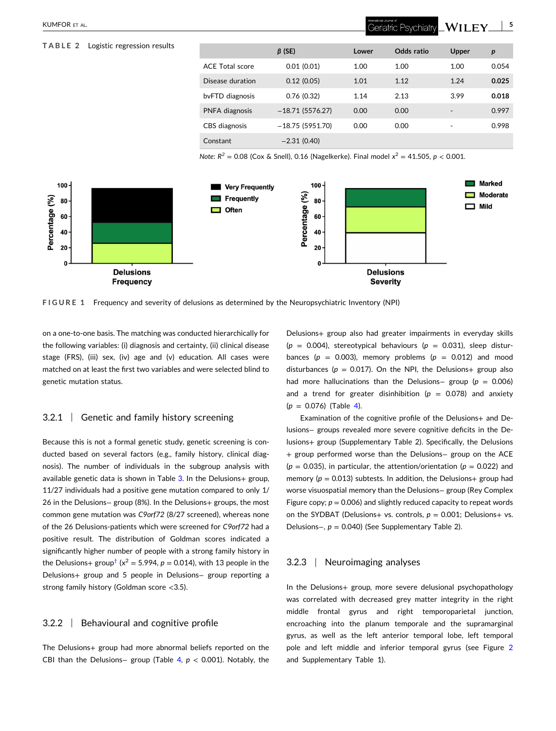**TABLE 2** Logistic regression results

| | β (SE) | Lower | Odds ratio | Upper | p |
|---|---|---|---|---|---|
| ACE Total score | 0.01 (0.01) | 1.00 | 1.00 | 1.00 | 0.054 |
| Disease duration | 0.12 (0.05) | 1.01 | 1.12 | 1.24 | **0.025** |
| bvFTD diagnosis | 0.76 (0.32) | 1.14 | 2.13 | 3.99 | **0.018** |
| PNFA diagnosis | −18.71 (5576.27) | 0.00 | 0.00 | - | 0.997 |
| CBS diagnosis | −18.75 (5951.70) | 0.00 | 0.00 | - | 0.998 |
| Constant | −2.31 (0.40) | | | | |

*Note*: $R^2$ = 0.08 (Cox & Snell), 0.16 (Nagelkerke). Final model $x^2$ = 41.505, $p$ < 0.001.

**FIGURE 1** Frequency and severity of delusions as determined by the Neuropsychiatric Inventory (NPI)

on a one-to-one basis. The matching was conducted hierarchically for the following variables: (i) diagnosis and certainty, (ii) clinical disease stage (FRS), (iii) sex, (iv) age and (v) education. All cases were matched on at least the first two variables and were selected blind to genetic mutation status.

### 3.2.1 | Genetic and family history screening

Because this is not a formal genetic study, genetic screening is conducted based on several factors (e.g., family history, clinical diagnosis). The number of individuals in the subgroup analysis with available genetic data is shown in Table 3. In the Delusions+ group, 11/27 individuals had a positive gene mutation compared to only 1/26 in the Delusions− group (8%). In the Delusions+ groups, the most common gene mutation was *C9orf72* (8/27 screened), whereas none of the 26 Delusions-patients which were screened for *C9orf72* had a positive result. The distribution of Goldman scores indicated a significantly higher number of people with a strong family history in the Delusions+ group[†] ($x^2$ = 5.994, $p$ = 0.014), with 13 people in the Delusions+ group and 5 people in Delusions− group reporting a strong family history (Goldman score <3.5).

### 3.2.2 | Behavioural and cognitive profile

The Delusions+ group had more abnormal beliefs reported on the CBI than the Delusions− group (Table 4, $p$ < 0.001). Notably, the Delusions+ group also had greater impairments in everyday skills ($p$ = 0.004), stereotypical behaviours ($p$ = 0.031), sleep disturbances ($p$ = 0.003), memory problems ($p$ = 0.012) and mood disturbances ($p$ = 0.017). On the NPI, the Delusions+ group also had more hallucinations than the Delusions− group ($p$ = 0.006) and a trend for greater disinhibition ($p$ = 0.078) and anxiety ($p$ = 0.076) (Table 4).

Examination of the cognitive profile of the Delusions+ and Delusions− groups revealed more severe cognitive deficits in the Delusions+ group (Supplementary Table 2). Specifically, the Delusions + group performed worse than the Delusions− group on the ACE ($p$ = 0.035), in particular, the attention/orientation ($p$ = 0.022) and memory ($p$ = 0.013) subtests. In addition, the Delusions+ group had worse visuospatial memory than the Delusions− group (Rey Complex Figure copy; $p$ = 0.006) and slightly reduced capacity to repeat words on the SYDBAT (Delusions+ vs. controls, $p$ = 0.001; Delusions+ vs. Delusions−, $p$ = 0.040) (See Supplementary Table 2).

### 3.2.3 | Neuroimaging analyses

In the Delusions+ group, more severe delusional psychopathology was correlated with decreased grey matter integrity in the right middle frontal gyrus and right temporoparietal junction, encroaching into the planum temporale and the supramarginal gyrus, as well as the left anterior temporal lobe, left temporal pole and left middle and inferior temporal gyrus (see Figure 2 and Supplementary Table 1).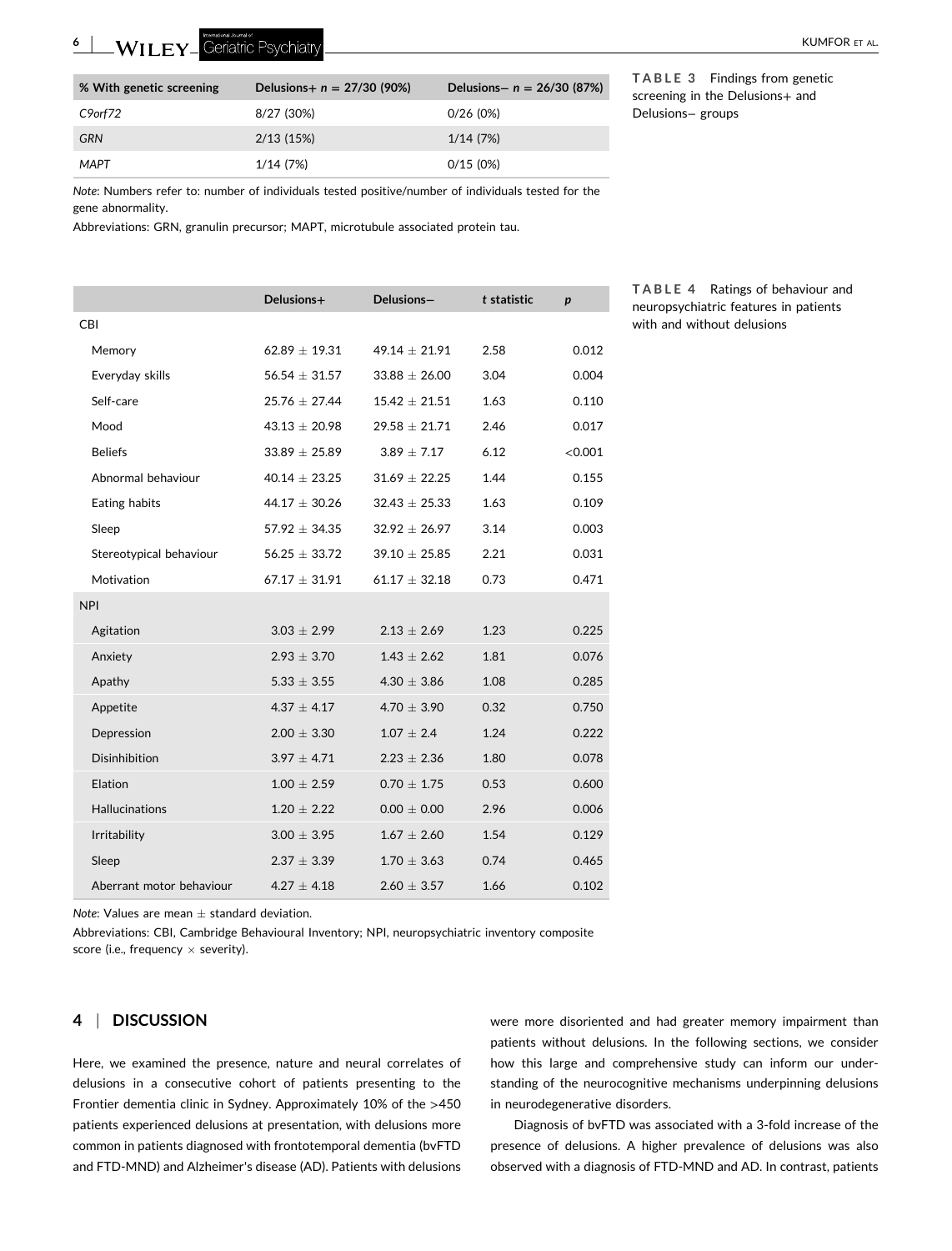**TABLE 3** Findings from genetic screening in the Delusions+ and Delusions− groups

| % With genetic screening | Delusions+ $n = 27/30$ (90%) | Delusions− $n = 26/30$ (87%) |
|---|---|---|
| *C9orf72* | 8/27 (30%) | 0/26 (0%) |
| *GRN* | 2/13 (15%) | 1/14 (7%) |
| *MAPT* | 1/14 (7%) | 0/15 (0%) |

*Note*: Numbers refer to: number of individuals tested positive/number of individuals tested for the gene abnormality.

Abbreviations: GRN, granulin precursor; MAPT, microtubule associated protein tau.

**TABLE 4** Ratings of behaviour and neuropsychiatric features in patients with and without delusions

| | Delusions+ | Delusions− | *t* statistic | *p* |
|---|---|---|---|---|
| CBI | | | | |
| Memory | 62.89 ± 19.31 | 49.14 ± 21.91 | 2.58 | 0.012 |
| Everyday skills | 56.54 ± 31.57 | 33.88 ± 26.00 | 3.04 | 0.004 |
| Self-care | 25.76 ± 27.44 | 15.42 ± 21.51 | 1.63 | 0.110 |
| Mood | 43.13 ± 20.98 | 29.58 ± 21.71 | 2.46 | 0.017 |
| Beliefs | 33.89 ± 25.89 | 3.89 ± 7.17 | 6.12 | <0.001 |
| Abnormal behaviour | 40.14 ± 23.25 | 31.69 ± 22.25 | 1.44 | 0.155 |
| Eating habits | 44.17 ± 30.26 | 32.43 ± 25.33 | 1.63 | 0.109 |
| Sleep | 57.92 ± 34.35 | 32.92 ± 26.97 | 3.14 | 0.003 |
| Stereotypical behaviour | 56.25 ± 33.72 | 39.10 ± 25.85 | 2.21 | 0.031 |
| Motivation | 67.17 ± 31.91 | 61.17 ± 32.18 | 0.73 | 0.471 |
| NPI | | | | |
| Agitation | 3.03 ± 2.99 | 2.13 ± 2.69 | 1.23 | 0.225 |
| Anxiety | 2.93 ± 3.70 | 1.43 ± 2.62 | 1.81 | 0.076 |
| Apathy | 5.33 ± 3.55 | 4.30 ± 3.86 | 1.08 | 0.285 |
| Appetite | 4.37 ± 4.17 | 4.70 ± 3.90 | 0.32 | 0.750 |
| Depression | 2.00 ± 3.30 | 1.07 ± 2.4 | 1.24 | 0.222 |
| Disinhibition | 3.97 ± 4.71 | 2.23 ± 2.36 | 1.80 | 0.078 |
| Elation | 1.00 ± 2.59 | 0.70 ± 1.75 | 0.53 | 0.600 |
| Hallucinations | 1.20 ± 2.22 | 0.00 ± 0.00 | 2.96 | 0.006 |
| Irritability | 3.00 ± 3.95 | 1.67 ± 2.60 | 1.54 | 0.129 |
| Sleep | 2.37 ± 3.39 | 1.70 ± 3.63 | 0.74 | 0.465 |
| Aberrant motor behaviour | 4.27 ± 4.18 | 2.60 ± 3.57 | 1.66 | 0.102 |

*Note*: Values are mean ± standard deviation.

Abbreviations: CBI, Cambridge Behavioural Inventory; NPI, neuropsychiatric inventory composite score (i.e., frequency × severity).

## 4 | DISCUSSION

Here, we examined the presence, nature and neural correlates of delusions in a consecutive cohort of patients presenting to the Frontier dementia clinic in Sydney. Approximately 10% of the >450 patients experienced delusions at presentation, with delusions more common in patients diagnosed with frontotemporal dementia (bvFTD and FTD-MND) and Alzheimer's disease (AD). Patients with delusions were more disoriented and had greater memory impairment than patients without delusions. In the following sections, we consider how this large and comprehensive study can inform our understanding of the neurocognitive mechanisms underpinning delusions in neurodegenerative disorders.

Diagnosis of bvFTD was associated with a 3-fold increase of the presence of delusions. A higher prevalence of delusions was also observed with a diagnosis of FTD-MND and AD. In contrast, patients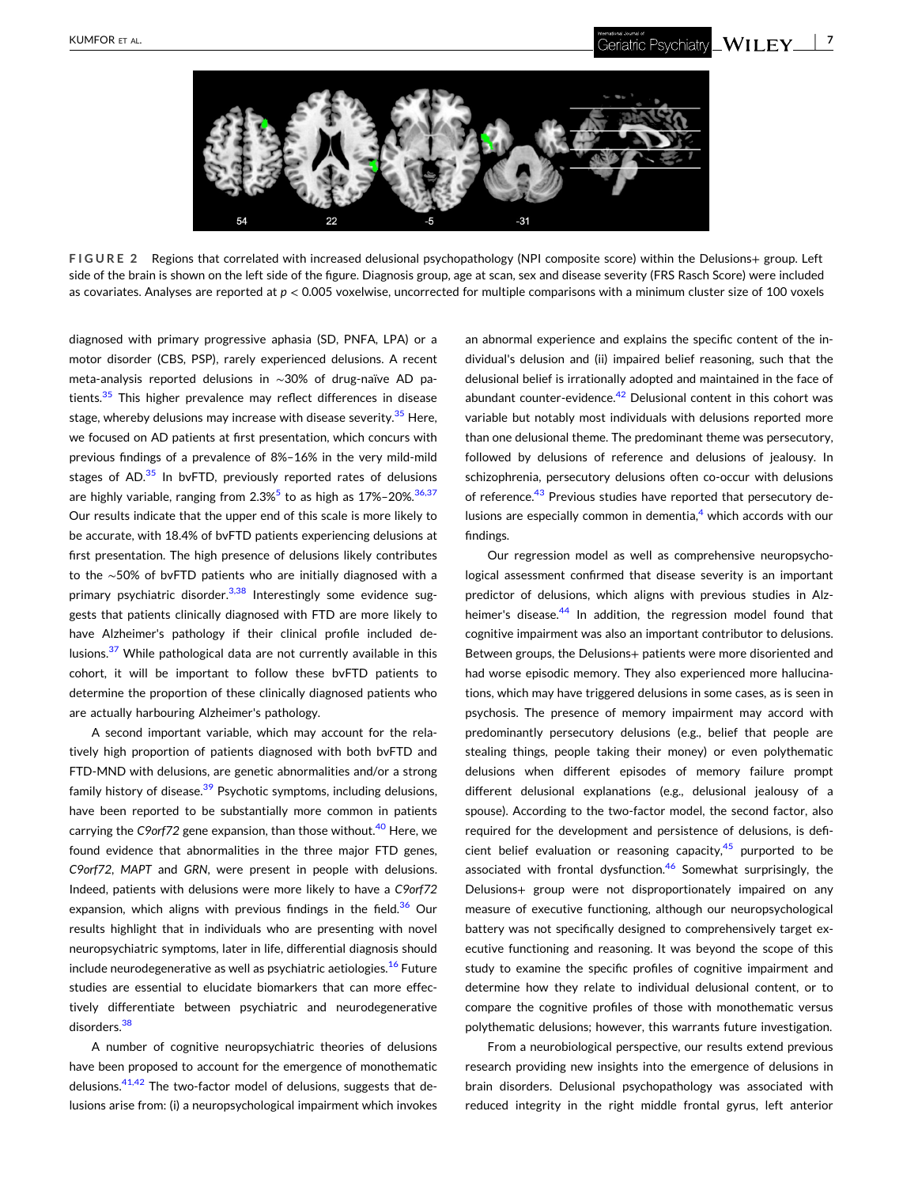FIGURE 2 Regions that correlated with increased delusional psychopathology (NPI composite score) within the Delusions+ group. Left side of the brain is shown on the left side of the figure. Diagnosis group, age at scan, sex and disease severity (FRS Rasch Score) were included as covariates. Analyses are reported at $p < 0.005$ voxelwise, uncorrected for multiple comparisons with a minimum cluster size of 100 voxels

diagnosed with primary progressive aphasia (SD, PNFA, LPA) or a motor disorder (CBS, PSP), rarely experienced delusions. A recent meta-analysis reported delusions in ~30% of drug-naïve AD patients.[35] This higher prevalence may reflect differences in disease stage, whereby delusions may increase with disease severity.[35] Here, we focused on AD patients at first presentation, which concurs with previous findings of a prevalence of 8%–16% in the very mild-mild stages of AD.[35] In bvFTD, previously reported rates of delusions are highly variable, ranging from 2.3%[5] to as high as 17%–20%.[36,37] Our results indicate that the upper end of this scale is more likely to be accurate, with 18.4% of bvFTD patients experiencing delusions at first presentation. The high presence of delusions likely contributes to the ~50% of bvFTD patients who are initially diagnosed with a primary psychiatric disorder.[3,38] Interestingly some evidence suggests that patients clinically diagnosed with FTD are more likely to have Alzheimer's pathology if their clinical profile included delusions.[37] While pathological data are not currently available in this cohort, it will be important to follow these bvFTD patients to determine the proportion of these clinically diagnosed patients who are actually harbouring Alzheimer's pathology.

A second important variable, which may account for the relatively high proportion of patients diagnosed with both bvFTD and FTD-MND with delusions, are genetic abnormalities and/or a strong family history of disease.[39] Psychotic symptoms, including delusions, have been reported to be substantially more common in patients carrying the *C9orf72* gene expansion, than those without.[40] Here, we found evidence that abnormalities in the three major FTD genes, *C9orf72*, *MAPT* and *GRN*, were present in people with delusions. Indeed, patients with delusions were more likely to have a *C9orf72* expansion, which aligns with previous findings in the field.[36] Our results highlight that in individuals who are presenting with novel neuropsychiatric symptoms, later in life, differential diagnosis should include neurodegenerative as well as psychiatric aetiologies.[16] Future studies are essential to elucidate biomarkers that can more effectively differentiate between psychiatric and neurodegenerative disorders.[38]

A number of cognitive neuropsychiatric theories of delusions have been proposed to account for the emergence of monothematic delusions.[41,42] The two-factor model of delusions, suggests that delusions arise from: (i) a neuropsychological impairment which invokes an abnormal experience and explains the specific content of the individual's delusion and (ii) impaired belief reasoning, such that the delusional belief is irrationally adopted and maintained in the face of abundant counter-evidence.[42] Delusional content in this cohort was variable but notably most individuals with delusions reported more than one delusional theme. The predominant theme was persecutory, followed by delusions of reference and delusions of jealousy. In schizophrenia, persecutory delusions often co-occur with delusions of reference.[43] Previous studies have reported that persecutory delusions are especially common in dementia,[4] which accords with our findings.

Our regression model as well as comprehensive neuropsychological assessment confirmed that disease severity is an important predictor of delusions, which aligns with previous studies in Alzheimer's disease.[44] In addition, the regression model found that cognitive impairment was also an important contributor to delusions. Between groups, the Delusions+ patients were more disoriented and had worse episodic memory. They also experienced more hallucinations, which may have triggered delusions in some cases, as is seen in psychosis. The presence of memory impairment may accord with predominantly persecutory delusions (e.g., belief that people are stealing things, people taking their money) or even polythematic delusions when different episodes of memory failure prompt different delusional explanations (e.g., delusional jealousy of a spouse). According to the two-factor model, the second factor, also required for the development and persistence of delusions, is deficient belief evaluation or reasoning capacity,[45] purported to be associated with frontal dysfunction.[46] Somewhat surprisingly, the Delusions+ group were not disproportionately impaired on any measure of executive functioning, although our neuropsychological battery was not specifically designed to comprehensively target executive functioning and reasoning. It was beyond the scope of this study to examine the specific profiles of cognitive impairment and determine how they relate to individual delusional content, or to compare the cognitive profiles of those with monothematic versus polythematic delusions; however, this warrants future investigation.

From a neurobiological perspective, our results extend previous research providing new insights into the emergence of delusions in brain disorders. Delusional psychopathology was associated with reduced integrity in the right middle frontal gyrus, left anterior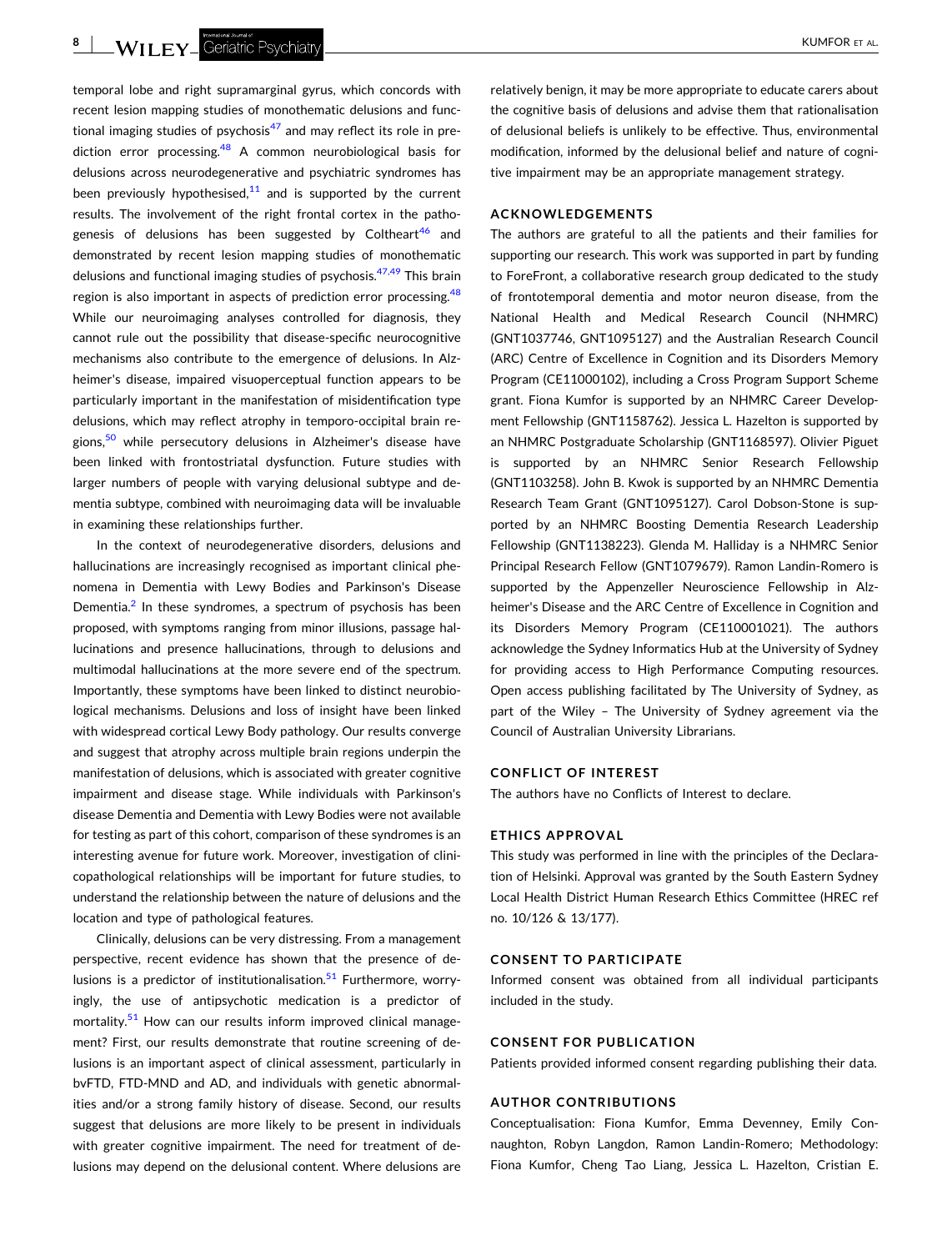temporal lobe and right supramarginal gyrus, which concords with recent lesion mapping studies of monothematic delusions and functional imaging studies of psychosis[47] and may reflect its role in prediction error processing.[48] A common neurobiological basis for delusions across neurodegenerative and psychiatric syndromes has been previously hypothesised,[11] and is supported by the current results. The involvement of the right frontal cortex in the pathogenesis of delusions has been suggested by Coltheart[46] and demonstrated by recent lesion mapping studies of monothematic delusions and functional imaging studies of psychosis.[47,49] This brain region is also important in aspects of prediction error processing.[48] While our neuroimaging analyses controlled for diagnosis, they cannot rule out the possibility that disease-specific neurocognitive mechanisms also contribute to the emergence of delusions. In Alzheimer's disease, impaired visuoperceptual function appears to be particularly important in the manifestation of misidentification type delusions, which may reflect atrophy in temporo-occipital brain regions,[50] while persecutory delusions in Alzheimer's disease have been linked with frontostriatal dysfunction. Future studies with larger numbers of people with varying delusional subtype and dementia subtype, combined with neuroimaging data will be invaluable in examining these relationships further.

In the context of neurodegenerative disorders, delusions and hallucinations are increasingly recognised as important clinical phenomena in Dementia with Lewy Bodies and Parkinson's Disease Dementia.[2] In these syndromes, a spectrum of psychosis has been proposed, with symptoms ranging from minor illusions, passage hallucinations and presence hallucinations, through to delusions and multimodal hallucinations at the more severe end of the spectrum. Importantly, these symptoms have been linked to distinct neurobiological mechanisms. Delusions and loss of insight have been linked with widespread cortical Lewy Body pathology. Our results converge and suggest that atrophy across multiple brain regions underpin the manifestation of delusions, which is associated with greater cognitive impairment and disease stage. While individuals with Parkinson's disease Dementia and Dementia with Lewy Bodies were not available for testing as part of this cohort, comparison of these syndromes is an interesting avenue for future work. Moreover, investigation of clinicopathological relationships will be important for future studies, to understand the relationship between the nature of delusions and the location and type of pathological features.

Clinically, delusions can be very distressing. From a management perspective, recent evidence has shown that the presence of delusions is a predictor of institutionalisation.[51] Furthermore, worryingly, the use of antipsychotic medication is a predictor of mortality.[51] How can our results inform improved clinical management? First, our results demonstrate that routine screening of delusions is an important aspect of clinical assessment, particularly in bvFTD, FTD-MND and AD, and individuals with genetic abnormalities and/or a strong family history of disease. Second, our results suggest that delusions are more likely to be present in individuals with greater cognitive impairment. The need for treatment of delusions may depend on the delusional content. Where delusions are relatively benign, it may be more appropriate to educate carers about the cognitive basis of delusions and advise them that rationalisation of delusional beliefs is unlikely to be effective. Thus, environmental modification, informed by the delusional belief and nature of cognitive impairment may be an appropriate management strategy.

## ACKNOWLEDGEMENTS

The authors are grateful to all the patients and their families for supporting our research. This work was supported in part by funding to ForeFront, a collaborative research group dedicated to the study of frontotemporal dementia and motor neuron disease, from the National Health and Medical Research Council (NHMRC) (GNT1037746, GNT1095127) and the Australian Research Council (ARC) Centre of Excellence in Cognition and its Disorders Memory Program (CE11000102), including a Cross Program Support Scheme grant. Fiona Kumfor is supported by an NHMRC Career Development Fellowship (GNT1158762). Jessica L. Hazelton is supported by an NHMRC Postgraduate Scholarship (GNT1168597). Olivier Piguet is supported by an NHMRC Senior Research Fellowship (GNT1103258). John B. Kwok is supported by an NHMRC Dementia Research Team Grant (GNT1095127). Carol Dobson-Stone is supported by an NHMRC Boosting Dementia Research Leadership Fellowship (GNT1138223). Glenda M. Halliday is a NHMRC Senior Principal Research Fellow (GNT1079679). Ramon Landin-Romero is supported by the Appenzeller Neuroscience Fellowship in Alzheimer's Disease and the ARC Centre of Excellence in Cognition and its Disorders Memory Program (CE110001021). The authors acknowledge the Sydney Informatics Hub at the University of Sydney for providing access to High Performance Computing resources. Open access publishing facilitated by The University of Sydney, as part of the Wiley – The University of Sydney agreement via the Council of Australian University Librarians.

## CONFLICT OF INTEREST

The authors have no Conflicts of Interest to declare.

## ETHICS APPROVAL

This study was performed in line with the principles of the Declaration of Helsinki. Approval was granted by the South Eastern Sydney Local Health District Human Research Ethics Committee (HREC ref no. 10/126 & 13/177).

## CONSENT TO PARTICIPATE

Informed consent was obtained from all individual participants included in the study.

## CONSENT FOR PUBLICATION

Patients provided informed consent regarding publishing their data.

## AUTHOR CONTRIBUTIONS

Conceptualisation: Fiona Kumfor, Emma Devenney, Emily Connaughton, Robyn Langdon, Ramon Landin-Romero; Methodology: Fiona Kumfor, Cheng Tao Liang, Jessica L. Hazelton, Cristian E.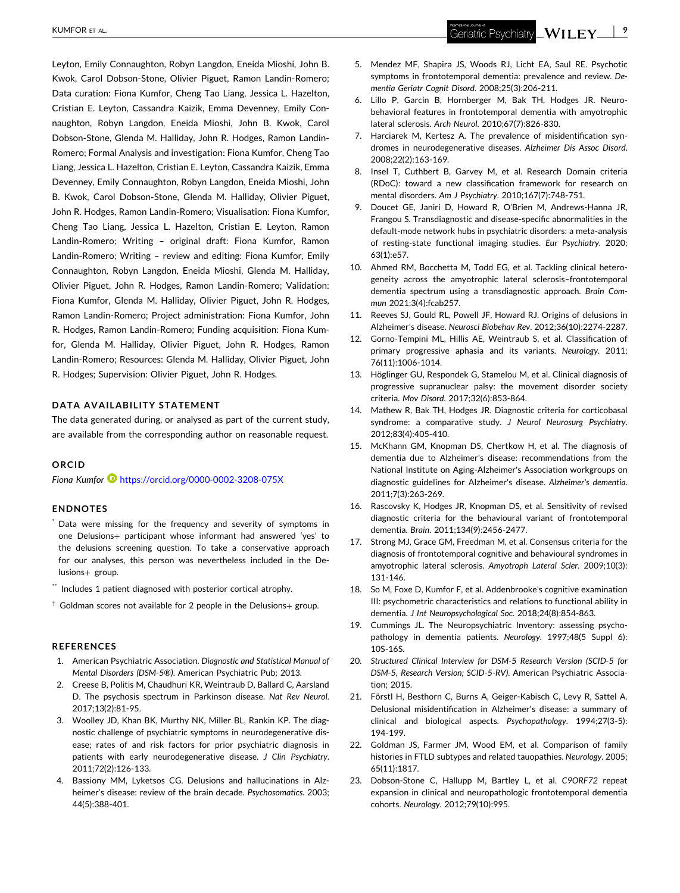Leyton, Emily Connaughton, Robyn Langdon, Eneida Mioshi, John B. Kwok, Carol Dobson-Stone, Olivier Piguet, Ramon Landin-Romero; Data curation: Fiona Kumfor, Cheng Tao Liang, Jessica L. Hazelton, Cristian E. Leyton, Cassandra Kaizik, Emma Devenney, Emily Connaughton, Robyn Langdon, Eneida Mioshi, John B. Kwok, Carol Dobson-Stone, Glenda M. Halliday, John R. Hodges, Ramon Landin-Romero; Formal Analysis and investigation: Fiona Kumfor, Cheng Tao Liang, Jessica L. Hazelton, Cristian E. Leyton, Cassandra Kaizik, Emma Devenney, Emily Connaughton, Robyn Langdon, Eneida Mioshi, John B. Kwok, Carol Dobson-Stone, Glenda M. Halliday, Olivier Piguet, John R. Hodges, Ramon Landin-Romero; Visualisation: Fiona Kumfor, Cheng Tao Liang, Jessica L. Hazelton, Cristian E. Leyton, Ramon Landin-Romero; Writing – original draft: Fiona Kumfor, Ramon Landin-Romero; Writing – review and editing: Fiona Kumfor, Emily Connaughton, Robyn Langdon, Eneida Mioshi, Glenda M. Halliday, Olivier Piguet, John R. Hodges, Ramon Landin-Romero; Validation: Fiona Kumfor, Glenda M. Halliday, Olivier Piguet, John R. Hodges, Ramon Landin-Romero; Project administration: Fiona Kumfor, John R. Hodges, Ramon Landin-Romero; Funding acquisition: Fiona Kumfor, Glenda M. Halliday, Olivier Piguet, John R. Hodges, Ramon Landin-Romero; Resources: Glenda M. Halliday, Olivier Piguet, John R. Hodges; Supervision: Olivier Piguet, John R. Hodges.

## DATA AVAILABILITY STATEMENT

The data generated during, or analysed as part of the current study, are available from the corresponding author on reasonable request.

## ORCID

*Fiona Kumfor* https://orcid.org/0000-0002-3208-075X

## ENDNOTES

\* Data were missing for the frequency and severity of symptoms in one Delusions+ participant whose informant had answered 'yes' to the delusions screening question. To take a conservative approach for our analyses, this person was nevertheless included in the Delusions+ group.

\*\* Includes 1 patient diagnosed with posterior cortical atrophy.

† Goldman scores not available for 2 people in the Delusions+ group.

## REFERENCES

1. American Psychiatric Association. *Diagnostic and Statistical Manual of Mental Disorders (DSM-5®)*. American Psychiatric Pub; 2013.
2. Creese B, Politis M, Chaudhuri KR, Weintraub D, Ballard C, Aarsland D. The psychosis spectrum in Parkinson disease. *Nat Rev Neurol*. 2017;13(2):81-95.
3. Woolley JD, Khan BK, Murthy NK, Miller BL, Rankin KP. The diagnostic challenge of psychiatric symptoms in neurodegenerative disease; rates of and risk factors for prior psychiatric diagnosis in patients with early neurodegenerative disease. *J Clin Psychiatry*. 2011;72(2):126-133.
4. Bassiony MM, Lyketsos CG. Delusions and hallucinations in Alzheimer's disease: review of the brain decade. *Psychosomatics*. 2003;44(5):388-401.
5. Mendez MF, Shapira JS, Woods RJ, Licht EA, Saul RE. Psychotic symptoms in frontotemporal dementia: prevalence and review. *Dementia Geriatr Cognit Disord*. 2008;25(3):206-211.
6. Lillo P, Garcin B, Hornberger M, Bak TH, Hodges JR. Neurobehavioral features in frontotemporal dementia with amyotrophic lateral sclerosis. *Arch Neurol*. 2010;67(7):826-830.
7. Harciarek M, Kertesz A. The prevalence of misidentification syndromes in neurodegenerative diseases. *Alzheimer Dis Assoc Disord*. 2008;22(2):163-169.
8. Insel T, Cuthbert B, Garvey M, et al. Research Domain criteria (RDoC): toward a new classification framework for research on mental disorders. *Am J Psychiatry*. 2010;167(7):748-751.
9. Doucet GE, Janiri D, Howard R, O'Brien M, Andrews-Hanna JR, Frangou S. Transdiagnostic and disease-specific abnormalities in the default-mode network hubs in psychiatric disorders: a meta-analysis of resting-state functional imaging studies. *Eur Psychiatry*. 2020;63(1):e57.
10. Ahmed RM, Bocchetta M, Todd EG, et al. Tackling clinical heterogeneity across the amyotrophic lateral sclerosis–frontotemporal dementia spectrum using a transdiagnostic approach. *Brain Commun* 2021;3(4):fcab257.
11. Reeves SJ, Gould RL, Powell JF, Howard RJ. Origins of delusions in Alzheimer's disease. *Neurosci Biobehav Rev*. 2012;36(10):2274-2287.
12. Gorno-Tempini ML, Hillis AE, Weintraub S, et al. Classification of primary progressive aphasia and its variants. *Neurology*. 2011;76(11):1006-1014.
13. Höglinger GU, Respondek G, Stamelou M, et al. Clinical diagnosis of progressive supranuclear palsy: the movement disorder society criteria. *Mov Disord*. 2017;32(6):853-864.
14. Mathew R, Bak TH, Hodges JR. Diagnostic criteria for corticobasal syndrome: a comparative study. *J Neurol Neurosurg Psychiatry*. 2012;83(4):405-410.
15. McKhann GM, Knopman DS, Chertkow H, et al. The diagnosis of dementia due to Alzheimer's disease: recommendations from the National Institute on Aging-Alzheimer's Association workgroups on diagnostic guidelines for Alzheimer's disease. *Alzheimer's dementia*. 2011;7(3):263-269.
16. Rascovsky K, Hodges JR, Knopman DS, et al. Sensitivity of revised diagnostic criteria for the behavioural variant of frontotemporal dementia. *Brain*. 2011;134(9):2456-2477.
17. Strong MJ, Grace GM, Freedman M, et al. Consensus criteria for the diagnosis of frontotemporal cognitive and behavioural syndromes in amyotrophic lateral sclerosis. *Amyotroph Lateral Scler*. 2009;10(3):131-146.
18. So M, Foxe D, Kumfor F, et al. Addenbrooke's cognitive examination III: psychometric characteristics and relations to functional ability in dementia. *J Int Neuropsychological Soc*. 2018;24(8):854-863.
19. Cummings JL. The Neuropsychiatric Inventory: assessing psychopathology in dementia patients. *Neurology*. 1997;48(5 Suppl 6):10S-16S.
20. *Structured Clinical Interview for DSM-5 Research Version (SCID-5 for DSM-5, Research Version; SCID-5-RV)*. American Psychiatric Association; 2015.
21. Förstl H, Besthorn C, Burns A, Geiger-Kabisch C, Levy R, Sattel A. Delusional misidentification in Alzheimer's disease: a summary of clinical and biological aspects. *Psychopathology*. 1994;27(3-5):194-199.
22. Goldman JS, Farmer JM, Wood EM, et al. Comparison of family histories in FTLD subtypes and related tauopathies. *Neurology*. 2005;65(11):1817.
23. Dobson-Stone C, Hallupp M, Bartley L, et al. *C9ORF72* repeat expansion in clinical and neuropathologic frontotemporal dementia cohorts. *Neurology*. 2012;79(10):995.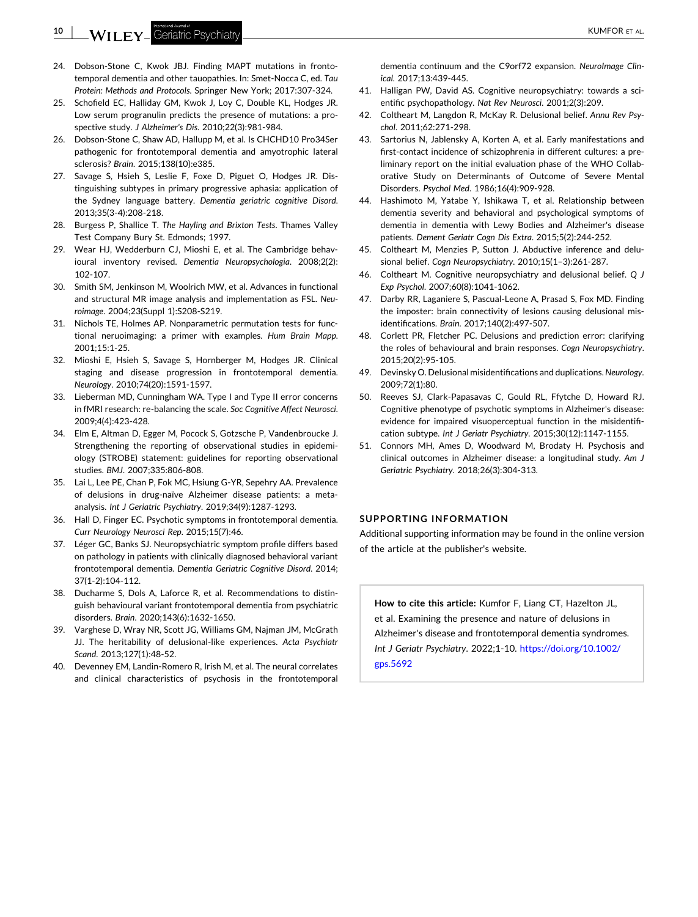24. Dobson-Stone C, Kwok JBJ. Finding MAPT mutations in frontotemporal dementia and other tauopathies. In: Smet-Nocca C, ed. *Tau Protein: Methods and Protocols*. Springer New York; 2017:307-324.
25. Schofield EC, Halliday GM, Kwok J, Loy C, Double KL, Hodges JR. Low serum progranulin predicts the presence of mutations: a prospective study. *J Alzheimer's Dis*. 2010;22(3):981-984.
26. Dobson-Stone C, Shaw AD, Hallupp M, et al. Is CHCHD10 Pro34Ser pathogenic for frontotemporal dementia and amyotrophic lateral sclerosis? *Brain*. 2015;138(10):e385.
27. Savage S, Hsieh S, Leslie F, Foxe D, Piguet O, Hodges JR. Distinguishing subtypes in primary progressive aphasia: application of the Sydney language battery. *Dementia geriatric cognitive Disord*. 2013;35(3-4):208-218.
28. Burgess P, Shallice T. *The Hayling and Brixton Tests*. Thames Valley Test Company Bury St. Edmonds; 1997.
29. Wear HJ, Wedderburn CJ, Mioshi E, et al. The Cambridge behavioural inventory revised. *Dementia Neuropsychologia*. 2008;2(2):102-107.
30. Smith SM, Jenkinson M, Woolrich MW, et al. Advances in functional and structural MR image analysis and implementation as FSL. *Neuroimage*. 2004;23(Suppl 1):S208-S219.
31. Nichols TE, Holmes AP. Nonparametric permutation tests for functional neruoimaging: a primer with examples. *Hum Brain Mapp*. 2001;15:1-25.
32. Mioshi E, Hsieh S, Savage S, Hornberger M, Hodges JR. Clinical staging and disease progression in frontotemporal dementia. *Neurology*. 2010;74(20):1591-1597.
33. Lieberman MD, Cunningham WA. Type I and Type II error concerns in fMRI research: re-balancing the scale. *Soc Cognitive Affect Neurosci*. 2009;4(4):423-428.
34. Elm E, Altman D, Egger M, Pocock S, Gotzsche P, Vandenbroucke J. Strengthening the reporting of observational studies in epidemiology (STROBE) statement: guidelines for reporting observational studies. *BMJ*. 2007;335:806-808.
35. Lai L, Lee PE, Chan P, Fok MC, Hsiung G-YR, Sepehry AA. Prevalence of delusions in drug-naïve Alzheimer disease patients: a meta-analysis. *Int J Geriatric Psychiatry*. 2019;34(9):1287-1293.
36. Hall D, Finger EC. Psychotic symptoms in frontotemporal dementia. *Curr Neurology Neurosci Rep*. 2015;15(7):46.
37. Léger GC, Banks SJ. Neuropsychiatric symptom profile differs based on pathology in patients with clinically diagnosed behavioral variant frontotemporal dementia. *Dementia Geriatric Cognitive Disord*. 2014;37(1-2):104-112.
38. Ducharme S, Dols A, Laforce R, et al. Recommendations to distinguish behavioural variant frontotemporal dementia from psychiatric disorders. *Brain*. 2020;143(6):1632-1650.
39. Varghese D, Wray NR, Scott JG, Williams GM, Najman JM, McGrath JJ. The heritability of delusional-like experiences. *Acta Psychiatr Scand*. 2013;127(1):48-52.
40. Devenney EM, Landin-Romero R, Irish M, et al. The neural correlates and clinical characteristics of psychosis in the frontotemporal dementia continuum and the C9orf72 expansion. *NeuroImage Clinical*. 2017;13:439-445.
41. Halligan PW, David AS. Cognitive neuropsychiatry: towards a scientific psychopathology. *Nat Rev Neurosci*. 2001;2(3):209.
42. Coltheart M, Langdon R, McKay R. Delusional belief. *Annu Rev Psychol*. 2011;62:271-298.
43. Sartorius N, Jablensky A, Korten A, et al. Early manifestations and first-contact incidence of schizophrenia in different cultures: a preliminary report on the initial evaluation phase of the WHO Collaborative Study on Determinants of Outcome of Severe Mental Disorders. *Psychol Med*. 1986;16(4):909-928.
44. Hashimoto M, Yatabe Y, Ishikawa T, et al. Relationship between dementia severity and behavioral and psychological symptoms of dementia in dementia with Lewy Bodies and Alzheimer's disease patients. *Dement Geriatr Cogn Dis Extra*. 2015;5(2):244-252.
45. Coltheart M, Menzies P, Sutton J. Abductive inference and delusional belief. *Cogn Neuropsychiatry*. 2010;15(1–3):261-287.
46. Coltheart M. Cognitive neuropsychiatry and delusional belief. *Q J Exp Psychol*. 2007;60(8):1041-1062.
47. Darby RR, Laganiere S, Pascual-Leone A, Prasad S, Fox MD. Finding the imposter: brain connectivity of lesions causing delusional misidentifications. *Brain*. 2017;140(2):497-507.
48. Corlett PR, Fletcher PC. Delusions and prediction error: clarifying the roles of behavioural and brain responses. *Cogn Neuropsychiatry*. 2015;20(2):95-105.
49. Devinsky O. Delusional misidentifications and duplications. *Neurology*. 2009;72(1):80.
50. Reeves SJ, Clark-Papasavas C, Gould RL, Ffytche D, Howard RJ. Cognitive phenotype of psychotic symptoms in Alzheimer's disease: evidence for impaired visuoperceptual function in the misidentification subtype. *Int J Geriatr Psychiatry*. 2015;30(12):1147-1155.
51. Connors MH, Ames D, Woodward M, Brodaty H. Psychosis and clinical outcomes in Alzheimer disease: a longitudinal study. *Am J Geriatric Psychiatry*. 2018;26(3):304-313.

## SUPPORTING INFORMATION

Additional supporting information may be found in the online version of the article at the publisher's website.

**How to cite this article:** Kumfor F, Liang CT, Hazelton JL, et al. Examining the presence and nature of delusions in Alzheimer's disease and frontotemporal dementia syndromes. *Int J Geriatr Psychiatry*. 2022;1-10. https://doi.org/10.1002/gps.5692